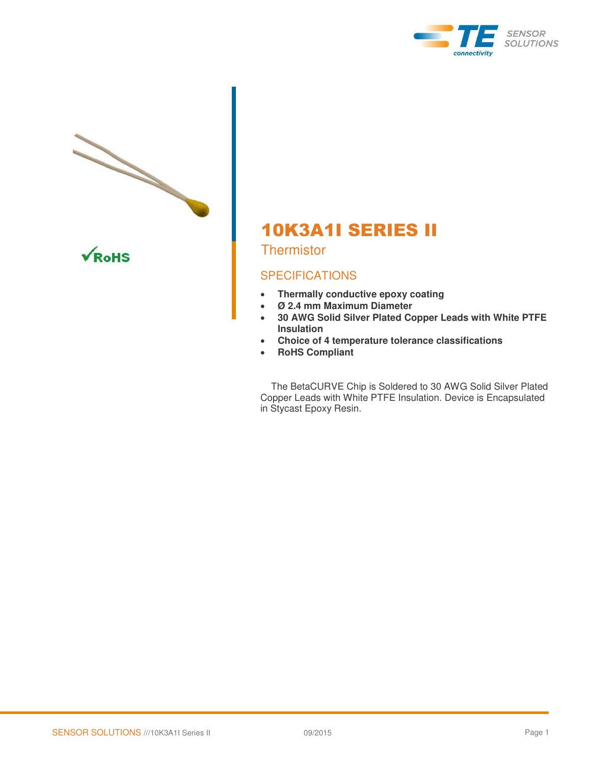# 10K3A1I SERIES II

## Thermistor

### SPECIFICATIONS

- **Thermally conductive epoxy coating**
- **Ø 2.4 mm Maximum Diameter**
- **30 AWG Solid Silver Plated Copper Leads with White PTFE Insulation**
- **Choice of 4 temperature tolerance classifications**
- **RoHS Compliant**

The BetaCURVE Chip is Soldered to 30 AWG Solid Silver Plated Copper Leads with White PTFE Insulation. Device is Encapsulated in Stycast Epoxy Resin.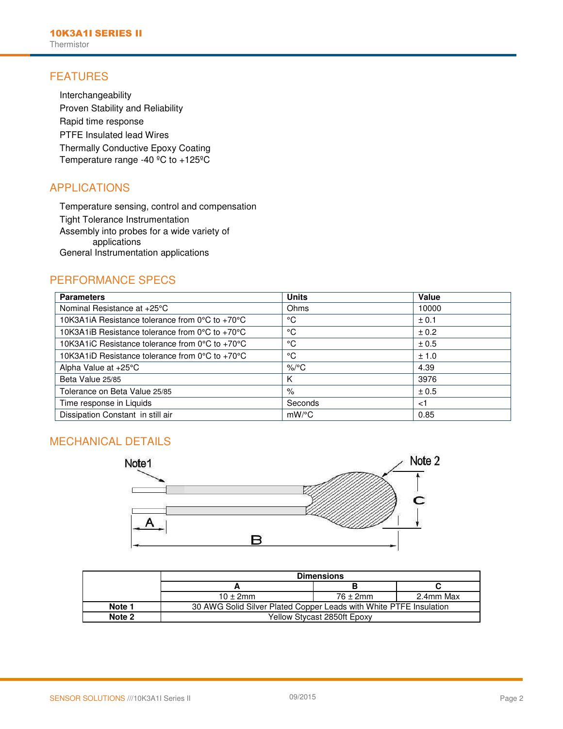## FEATURES

Interchangeability
Proven Stability and Reliability
Rapid time response
PTFE Insulated lead Wires
Thermally Conductive Epoxy Coating
Temperature range -40 ºC to +125ºC

## APPLICATIONS

Temperature sensing, control and compensation
Tight Tolerance Instrumentation
Assembly into probes for a wide variety of applications
General Instrumentation applications

## PERFORMANCE SPECS

| Parameters | Units | Value |
|---|---|---|
| Nominal Resistance at +25°C | Ohms | 10000 |
| 10K3A1iA Resistance tolerance from 0°C to +70°C | °C | ± 0.1 |
| 10K3A1iB Resistance tolerance from 0°C to +70°C | °C | ± 0.2 |
| 10K3A1iC Resistance tolerance from 0°C to +70°C | °C | ± 0.5 |
| 10K3A1iD Resistance tolerance from 0°C to +70°C | °C | ± 1.0 |
| Alpha Value at +25°C | %/°C | 4.39 |
| Beta Value 25/85 | K | 3976 |
| Tolerance on Beta Value 25/85 | % | ± 0.5 |
| Time response in Liquids | Seconds | <1 |
| Dissipation Constant in still air | mW/°C | 0.85 |

## MECHANICAL DETAILS

Note1
Note 2
A
B
C

| | Dimensions | | |
|---|---|---|---|
| | A | B | C |
| | 10 ± 2mm | 76 ± 2mm | 2.4mm Max |
| **Note 1** | 30 AWG Solid Silver Plated Copper Leads with White PTFE Insulation | | |
| **Note 2** | Yellow Stycast 2850ft Epoxy | | |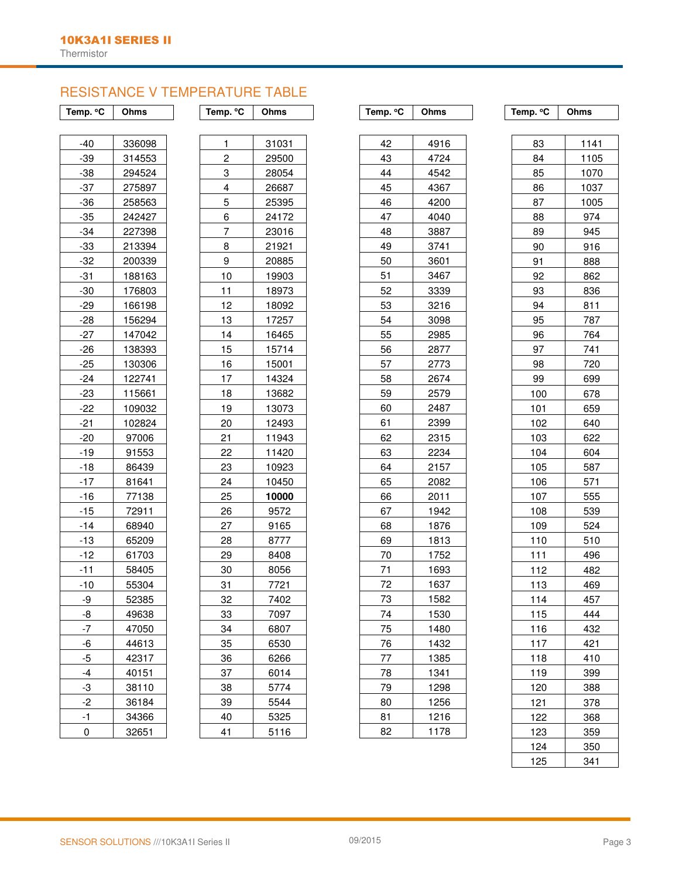## RESISTANCE V TEMPERATURE TABLE

| Temp. °C | Ohms | Temp. °C | Ohms | Temp. °C | Ohms | Temp. °C | Ohms |
|---|---|---|---|---|---|---|---|
| -40 | 336098 | 1 | 31031 | 42 | 4916 | 83 | 1141 |
| -39 | 314553 | 2 | 29500 | 43 | 4724 | 84 | 1105 |
| -38 | 294524 | 3 | 28054 | 44 | 4542 | 85 | 1070 |
| -37 | 275897 | 4 | 26687 | 45 | 4367 | 86 | 1037 |
| -36 | 258563 | 5 | 25395 | 46 | 4200 | 87 | 1005 |
| -35 | 242427 | 6 | 24172 | 47 | 4040 | 88 | 974 |
| -34 | 227398 | 7 | 23016 | 48 | 3887 | 89 | 945 |
| -33 | 213394 | 8 | 21921 | 49 | 3741 | 90 | 916 |
| -32 | 200339 | 9 | 20885 | 50 | 3601 | 91 | 888 |
| -31 | 188163 | 10 | 19903 | 51 | 3467 | 92 | 862 |
| -30 | 176803 | 11 | 18973 | 52 | 3339 | 93 | 836 |
| -29 | 166198 | 12 | 18092 | 53 | 3216 | 94 | 811 |
| -28 | 156294 | 13 | 17257 | 54 | 3098 | 95 | 787 |
| -27 | 147042 | 14 | 16465 | 55 | 2985 | 96 | 764 |
| -26 | 138393 | 15 | 15714 | 56 | 2877 | 97 | 741 |
| -25 | 130306 | 16 | 15001 | 57 | 2773 | 98 | 720 |
| -24 | 122741 | 17 | 14324 | 58 | 2674 | 99 | 699 |
| -23 | 115661 | 18 | 13682 | 59 | 2579 | 100 | 678 |
| -22 | 109032 | 19 | 13073 | 60 | 2487 | 101 | 659 |
| -21 | 102824 | 20 | 12493 | 61 | 2399 | 102 | 640 |
| -20 | 97006 | 21 | 11943 | 62 | 2315 | 103 | 622 |
| -19 | 91553 | 22 | 11420 | 63 | 2234 | 104 | 604 |
| -18 | 86439 | 23 | 10923 | 64 | 2157 | 105 | 587 |
| -17 | 81641 | 24 | 10450 | 65 | 2082 | 106 | 571 |
| -16 | 77138 | 25 | **10000** | 66 | 2011 | 107 | 555 |
| -15 | 72911 | 26 | 9572 | 67 | 1942 | 108 | 539 |
| -14 | 68940 | 27 | 9165 | 68 | 1876 | 109 | 524 |
| -13 | 65209 | 28 | 8777 | 69 | 1813 | 110 | 510 |
| -12 | 61703 | 29 | 8408 | 70 | 1752 | 111 | 496 |
| -11 | 58405 | 30 | 8056 | 71 | 1693 | 112 | 482 |
| -10 | 55304 | 31 | 7721 | 72 | 1637 | 113 | 469 |
| -9 | 52385 | 32 | 7402 | 73 | 1582 | 114 | 457 |
| -8 | 49638 | 33 | 7097 | 74 | 1530 | 115 | 444 |
| -7 | 47050 | 34 | 6807 | 75 | 1480 | 116 | 432 |
| -6 | 44613 | 35 | 6530 | 76 | 1432 | 117 | 421 |
| -5 | 42317 | 36 | 6266 | 77 | 1385 | 118 | 410 |
| -4 | 40151 | 37 | 6014 | 78 | 1341 | 119 | 399 |
| -3 | 38110 | 38 | 5774 | 79 | 1298 | 120 | 388 |
| -2 | 36184 | 39 | 5544 | 80 | 1256 | 121 | 378 |
| -1 | 34366 | 40 | 5325 | 81 | 1216 | 122 | 368 |
| 0 | 32651 | 41 | 5116 | 82 | 1178 | 123 | 359 |
| | | | | | | 124 | 350 |
| | | | | | | 125 | 341 |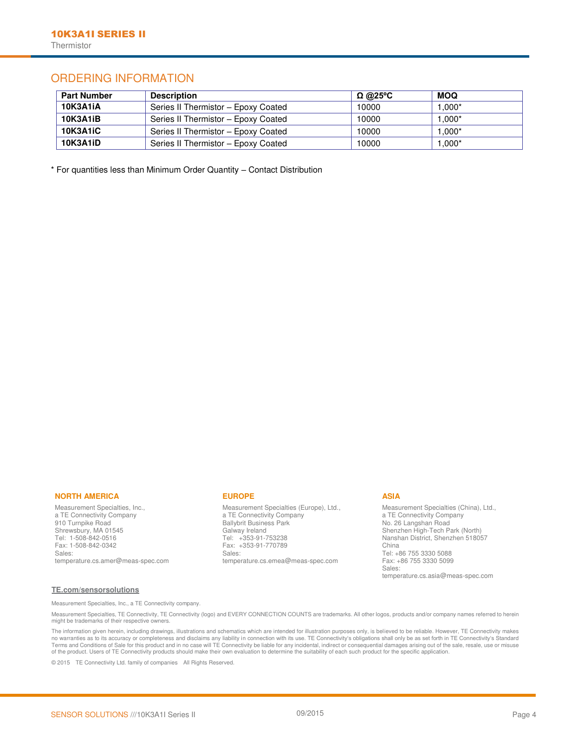## ORDERING INFORMATION

| Part Number | Description | Ω @25ºC | MOQ |
|---|---|---|---|
| **10K3A1iA** | Series II Thermistor – Epoxy Coated | 10000 | 1,000* |
| **10K3A1iB** | Series II Thermistor – Epoxy Coated | 10000 | 1,000* |
| **10K3A1iC** | Series II Thermistor – Epoxy Coated | 10000 | 1,000* |
| **10K3A1iD** | Series II Thermistor – Epoxy Coated | 10000 | 1,000* |

* For quantities less than Minimum Order Quantity – Contact Distribution

**NORTH AMERICA**

Measurement Specialties, Inc.,
a TE Connectivity Company
910 Turnpike Road
Shrewsbury, MA 01545
Tel: 1-508-842-0516
Fax: 1-508-842-0342
Sales:
temperature.cs.amer@meas-spec.com

**EUROPE**

Measurement Specialties (Europe), Ltd.,
a TE Connectivity Company
Ballybrit Business Park
Galway Ireland
Tel: +353-91-753238
Fax: +353-91-770789
Sales:
temperature.cs.emea@meas-spec.com

**ASIA**

Measurement Specialties (China), Ltd.,
a TE Connectivity Company
No. 26 Langshan Road
Shenzhen High-Tech Park (North)
Nanshan District, Shenzhen 518057
China
Tel: +86 755 3330 5088
Fax: +86 755 3330 5099
Sales:
temperature.cs.asia@meas-spec.com

**TE.com/sensorsolutions**

Measurement Specialties, Inc., a TE Connectivity company.

Measurement Specialties, TE Connectivity, TE Connectivity (logo) and EVERY CONNECTION COUNTS are trademarks. All other logos, products and/or company names referred to herein might be trademarks of their respective owners.

The information given herein, including drawings, illustrations and schematics which are intended for illustration purposes only, is believed to be reliable. However, TE Connectivity makes no warranties as to its accuracy or completeness and disclaims any liability in connection with its use. TE Connectivity's obligations shall only be as set forth in TE Connectivity's Standard Terms and Conditions of Sale for this product and in no case will TE Connectivity be liable for any incidental, indirect or consequential damages arising out of the sale, resale, use or misuse of the product. Users of TE Connectivity products should make their own evaluation to determine the suitability of each such product for the specific application.

© 2015 TE Connectivity Ltd. family of companies All Rights Reserved.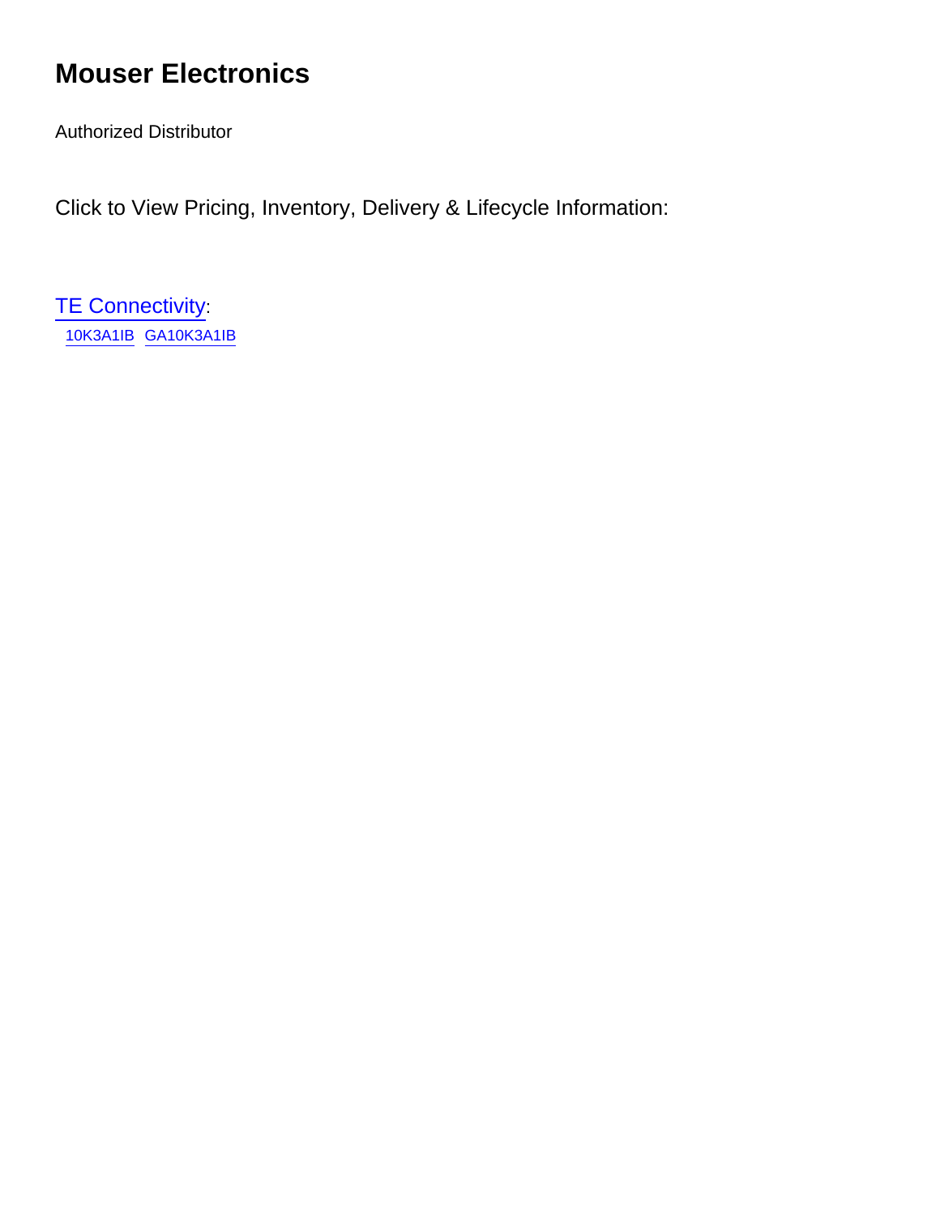# Mouser Electronics

Authorized Distributor

Click to View Pricing, Inventory, Delivery & Lifecycle Information:

TE Connectivity:

10K3A1IB GA10K3A1IB